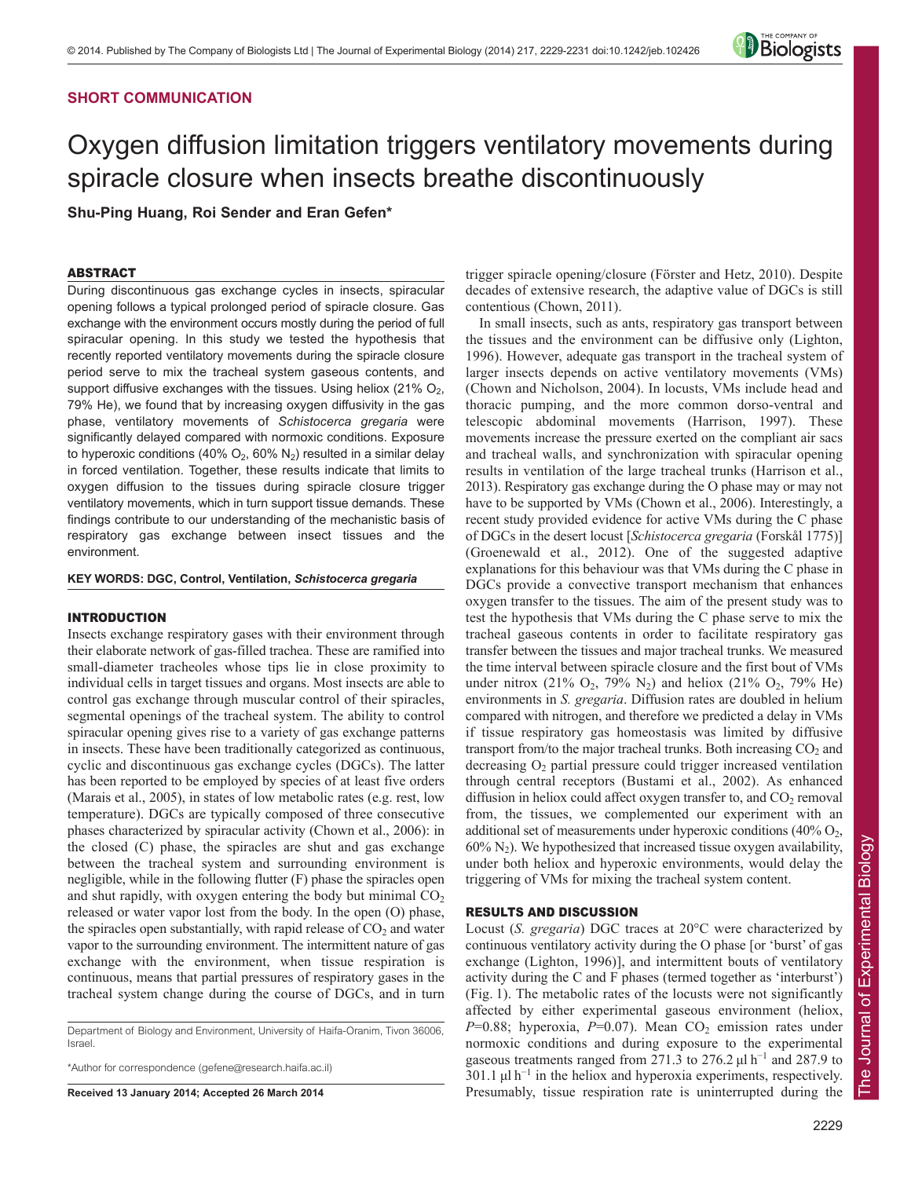**SHORT COMMUNICATION**

# Oxygen diffusion limitation triggers ventilatory movements during spiracle closure when insects breathe discontinuously

**Shu-Ping Huang, Roi Sender and Eran Gefen***

## ABSTRACT

During discontinuous gas exchange cycles in insects, spiracular opening follows a typical prolonged period of spiracle closure. Gas exchange with the environment occurs mostly during the period of full spiracular opening. In this study we tested the hypothesis that recently reported ventilatory movements during the spiracle closure period serve to mix the tracheal system gaseous contents, and support diffusive exchanges with the tissues. Using heliox (21% $O_2$, 79% He), we found that by increasing oxygen diffusivity in the gas phase, ventilatory movements of *Schistocerca gregaria* were significantly delayed compared with normoxic conditions. Exposure to hyperoxic conditions (40% $O_2$, 60% $N_2$) resulted in a similar delay in forced ventilation. Together, these results indicate that limits to oxygen diffusion to the tissues during spiracle closure trigger ventilatory movements, which in turn support tissue demands. These findings contribute to our understanding of the mechanistic basis of respiratory gas exchange between insect tissues and the environment.

**KEY WORDS: DGC, Control, Ventilation, *Schistocerca gregaria***

## INTRODUCTION

Insects exchange respiratory gases with their environment through their elaborate network of gas-filled trachea. These are ramified into small-diameter tracheoles whose tips lie in close proximity to individual cells in target tissues and organs. Most insects are able to control gas exchange through muscular control of their spiracles, segmental openings of the tracheal system. The ability to control spiracular opening gives rise to a variety of gas exchange patterns in insects. These have been traditionally categorized as continuous, cyclic and discontinuous gas exchange cycles (DGCs). The latter has been reported to be employed by species of at least five orders (Marais et al., 2005), in states of low metabolic rates (e.g. rest, low temperature). DGCs are typically composed of three consecutive phases characterized by spiracular activity (Chown et al., 2006): in the closed (C) phase, the spiracles are shut and gas exchange between the tracheal system and surrounding environment is negligible, while in the following flutter (F) phase the spiracles open and shut rapidly, with oxygen entering the body but minimal $CO_2$ released or water vapor lost from the body. In the open (O) phase, the spiracles open substantially, with rapid release of $CO_2$ and water vapor to the surrounding environment. The intermittent nature of gas exchange with the environment, when tissue respiration is continuous, means that partial pressures of respiratory gases in the tracheal system change during the course of DGCs, and in turn trigger spiracle opening/closure (Förster and Hetz, 2010). Despite decades of extensive research, the adaptive value of DGCs is still contentious (Chown, 2011).

In small insects, such as ants, respiratory gas transport between the tissues and the environment can be diffusive only (Lighton, 1996). However, adequate gas transport in the tracheal system of larger insects depends on active ventilatory movements (VMs) (Chown and Nicholson, 2004). In locusts, VMs include head and thoracic pumping, and the more common dorso-ventral and telescopic abdominal movements (Harrison, 1997). These movements increase the pressure exerted on the compliant air sacs and tracheal walls, and synchronization with spiracular opening results in ventilation of the large tracheal trunks (Harrison et al., 2013). Respiratory gas exchange during the O phase may or may not have to be supported by VMs (Chown et al., 2006). Interestingly, a recent study provided evidence for active VMs during the C phase of DGCs in the desert locust [*Schistocerca gregaria* (Forskål 1775)] (Groenewald et al., 2012). One of the suggested adaptive explanations for this behaviour was that VMs during the C phase in DGCs provide a convective transport mechanism that enhances oxygen transfer to the tissues. The aim of the present study was to test the hypothesis that VMs during the C phase serve to mix the tracheal gaseous contents in order to facilitate respiratory gas transfer between the tissues and major tracheal trunks. We measured the time interval between spiracle closure and the first bout of VMs under nitrox (21% $O_2$, 79% $N_2$) and heliox (21% $O_2$, 79% He) environments in *S. gregaria*. Diffusion rates are doubled in helium compared with nitrogen, and therefore we predicted a delay in VMs if tissue respiratory gas homeostasis was limited by diffusive transport from/to the major tracheal trunks. Both increasing $CO_2$ and decreasing $O_2$ partial pressure could trigger increased ventilation through central receptors (Bustami et al., 2002). As enhanced diffusion in heliox could affect oxygen transfer to, and $CO_2$ removal from, the tissues, we complemented our experiment with an additional set of measurements under hyperoxic conditions (40% $O_2$, 60% $N_2$). We hypothesized that increased tissue oxygen availability, under both heliox and hyperoxic environments, would delay the triggering of VMs for mixing the tracheal system content.

## RESULTS AND DISCUSSION

Locust (*S. gregaria*) DGC traces at 20°C were characterized by continuous ventilatory activity during the O phase [or 'burst' of gas exchange (Lighton, 1996)], and intermittent bouts of ventilatory activity during the C and F phases (termed together as 'interburst') (Fig. 1). The metabolic rates of the locusts were not significantly affected by either experimental gaseous environment (heliox, $P$=0.88; hyperoxia, $P$=0.07). Mean $CO_2$ emission rates under normoxic conditions and during exposure to the experimental gaseous treatments ranged from 271.3 to 276.2 µl $h^{-1}$ and 287.9 to 301.1 µl $h^{-1}$ in the heliox and hyperoxia experiments, respectively. Presumably, tissue respiration rate is uninterrupted during the

Department of Biology and Environment, University of Haifa-Oranim, Tivon 36006, Israel.

*Author for correspondence (gefene@research.haifa.ac.il)

**Received 13 January 2014; Accepted 26 March 2014**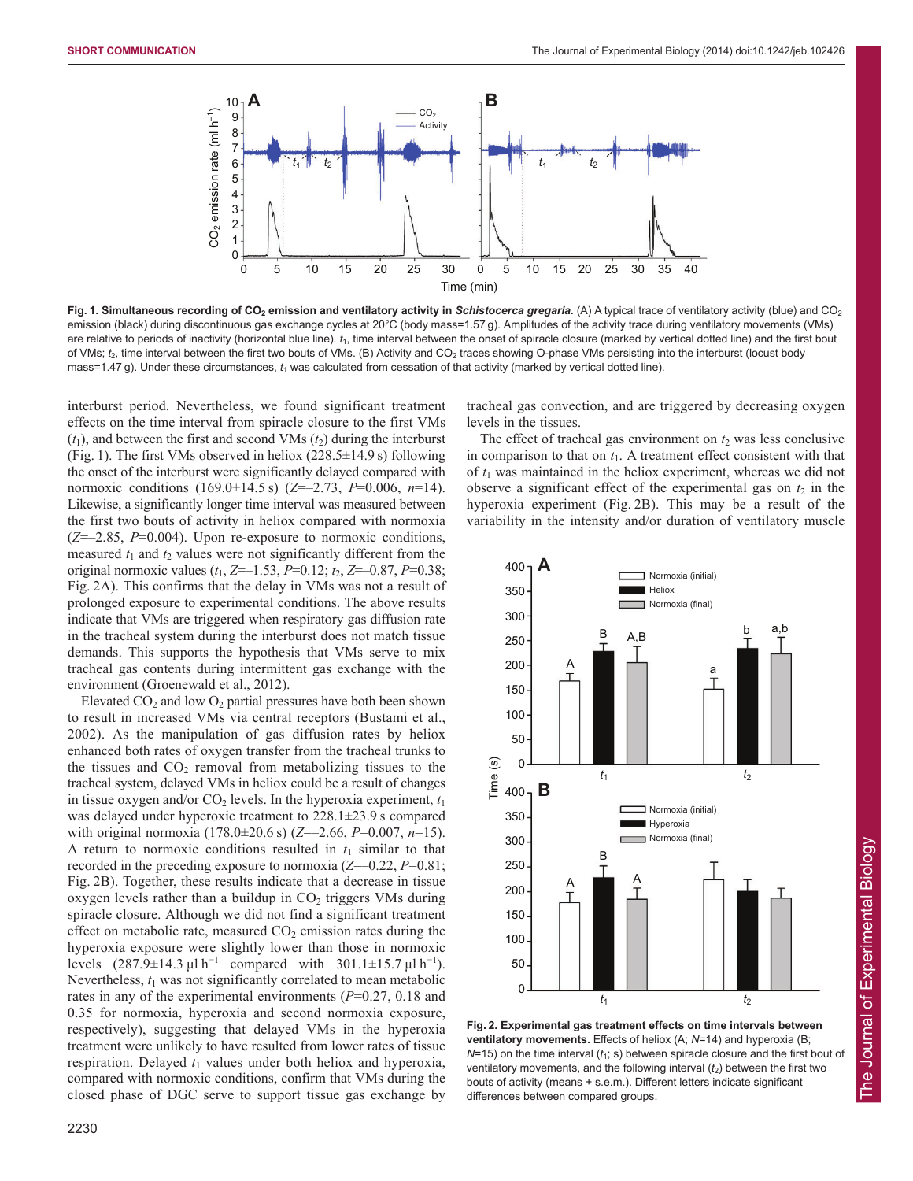Fig. 1. Simultaneous recording of $CO_2$ emission and ventilatory activity in *Schistocerca gregaria*. (A) A typical trace of ventilatory activity (blue) and $CO_2$ emission (black) during discontinuous gas exchange cycles at 20°C (body mass=1.57 g). Amplitudes of the activity trace during ventilatory movements (VMs) are relative to periods of inactivity (horizontal blue line). $t_1$, time interval between the onset of spiracle closure (marked by vertical dotted line) and the first bout of VMs; $t_2$, time interval between the first two bouts of VMs. (B) Activity and $CO_2$ traces showing O-phase VMs persisting into the interburst (locust body mass=1.47 g). Under these circumstances, $t_1$ was calculated from cessation of that activity (marked by vertical dotted line).

interburst period. Nevertheless, we found significant treatment effects on the time interval from spiracle closure to the first VMs ($t_1$), and between the first and second VMs ($t_2$) during the interburst (Fig. 1). The first VMs observed in heliox (228.5±14.9 s) following the onset of the interburst were significantly delayed compared with normoxic conditions (169.0±14.5 s) ($Z$=–2.73, $P$=0.006, $n$=14). Likewise, a significantly longer time interval was measured between the first two bouts of activity in heliox compared with normoxia ($Z$=–2.85, $P$=0.004). Upon re-exposure to normoxic conditions, measured $t_1$ and $t_2$ values were not significantly different from the original normoxic values ($t_1$, $Z$=–1.53, $P$=0.12; $t_2$, $Z$=–0.87, $P$=0.38; Fig. 2A). This confirms that the delay in VMs was not a result of prolonged exposure to experimental conditions. The above results indicate that VMs are triggered when respiratory gas diffusion rate in the tracheal system during the interburst does not match tissue demands. This supports the hypothesis that VMs serve to mix tracheal gas contents during intermittent gas exchange with the environment (Groenewald et al., 2012).

Elevated $CO_2$ and low $O_2$ partial pressures have both been shown to result in increased VMs via central receptors (Bustami et al., 2002). As the manipulation of gas diffusion rates by heliox enhanced both rates of oxygen transfer from the tracheal trunks to the tissues and $CO_2$ removal from metabolizing tissues to the tracheal system, delayed VMs in heliox could be a result of changes in tissue oxygen and/or $CO_2$ levels. In the hyperoxia experiment, $t_1$ was delayed under hyperoxic treatment to 228.1±23.9 s compared with original normoxia (178.0±20.6 s) ($Z$=–2.66, $P$=0.007, $n$=15). A return to normoxic conditions resulted in $t_1$ similar to that recorded in the preceding exposure to normoxia ($Z$=–0.22, $P$=0.81; Fig. 2B). Together, these results indicate that a decrease in tissue oxygen levels rather than a buildup in $CO_2$ triggers VMs during spiracle closure. Although we did not find a significant treatment effect on metabolic rate, measured $CO_2$ emission rates during the hyperoxia exposure were slightly lower than those in normoxic levels (287.9±14.3 µl h$^{-1}$ compared with 301.1±15.7 µl h$^{-1}$). Nevertheless, $t_1$ was not significantly correlated to mean metabolic rates in any of the experimental environments ($P$=0.27, 0.18 and 0.35 for normoxia, hyperoxia and second normoxia exposure, respectively), suggesting that delayed VMs in the hyperoxia treatment were unlikely to have resulted from lower rates of tissue respiration. Delayed $t_1$ values under both heliox and hyperoxia, compared with normoxic conditions, confirm that VMs during the closed phase of DGC serve to support tissue gas exchange by tracheal gas convection, and are triggered by decreasing oxygen levels in the tissues.

The effect of tracheal gas environment on $t_2$ was less conclusive in comparison to that on $t_1$. A treatment effect consistent with that of $t_1$ was maintained in the heliox experiment, whereas we did not observe a significant effect of the experimental gas on $t_2$ in the hyperoxia experiment (Fig. 2B). This may be a result of the variability in the intensity and/or duration of ventilatory muscle

Fig. 2. Experimental gas treatment effects on time intervals between ventilatory movements. Effects of heliox (A; $N$=14) and hyperoxia (B; $N$=15) on the time interval ($t_1$; s) between spiracle closure and the first bout of ventilatory movements, and the following interval ($t_2$) between the first two bouts of activity (means + s.e.m.). Different letters indicate significant differences between compared groups.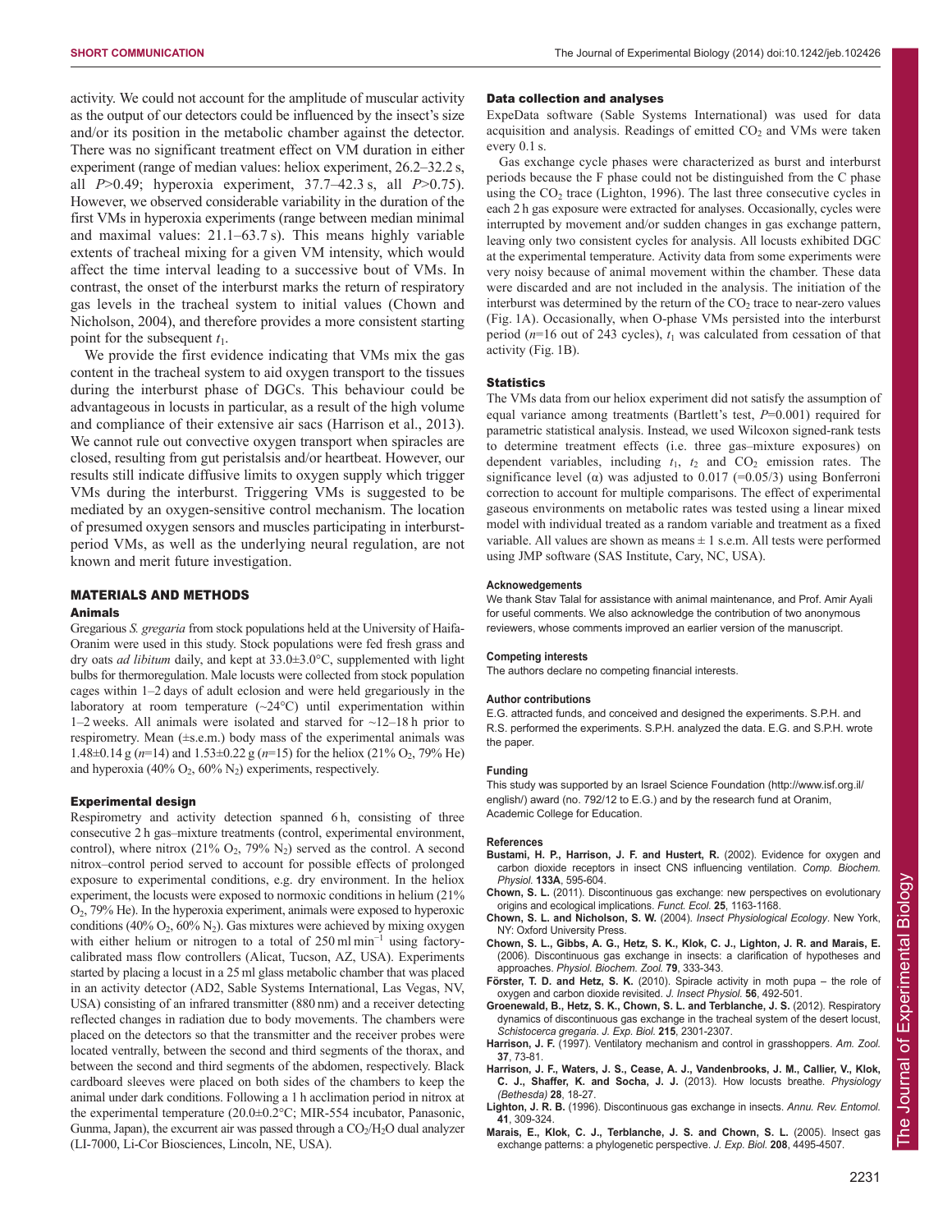activity. We could not account for the amplitude of muscular activity as the output of our detectors could be influenced by the insect's size and/or its position in the metabolic chamber against the detector. There was no significant treatment effect on VM duration in either experiment (range of median values: heliox experiment, 26.2–32.2 s, all $P>0.49$; hyperoxia experiment, 37.7–42.3 s, all $P>0.75$). However, we observed considerable variability in the duration of the first VMs in hyperoxia experiments (range between median minimal and maximal values: 21.1–63.7 s). This means highly variable extents of tracheal mixing for a given VM intensity, which would affect the time interval leading to a successive bout of VMs. In contrast, the onset of the interburst marks the return of respiratory gas levels in the tracheal system to initial values (Chown and Nicholson, 2004), and therefore provides a more consistent starting point for the subsequent $t_1$.

We provide the first evidence indicating that VMs mix the gas content in the tracheal system to aid oxygen transport to the tissues during the interburst phase of DGCs. This behaviour could be advantageous in locusts in particular, as a result of the high volume and compliance of their extensive air sacs (Harrison et al., 2013). We cannot rule out convective oxygen transport when spiracles are closed, resulting from gut peristalsis and/or heartbeat. However, our results still indicate diffusive limits to oxygen supply which trigger VMs during the interburst. Triggering VMs is suggested to be mediated by an oxygen-sensitive control mechanism. The location of presumed oxygen sensors and muscles participating in interburst-period VMs, as well as the underlying neural regulation, are not known and merit future investigation.

## MATERIALS AND METHODS

### Animals

Gregarious *S. gregaria* from stock populations held at the University of Haifa-Oranim were used in this study. Stock populations were fed fresh grass and dry oats *ad libitum* daily, and kept at 33.0±3.0°C, supplemented with light bulbs for thermoregulation. Male locusts were collected from stock population cages within 1–2 days of adult eclosion and were held gregariously in the laboratory at room temperature (~24°C) until experimentation within 1–2 weeks. All animals were isolated and starved for ~12–18 h prior to respirometry. Mean (±s.e.m.) body mass of the experimental animals was 1.48±0.14 g ($n$=14) and 1.53±0.22 g ($n$=15) for the heliox (21% $O_2$, 79% He) and hyperoxia (40% $O_2$, 60% $N_2$) experiments, respectively.

### Experimental design

Respirometry and activity detection spanned 6 h, consisting of three consecutive 2 h gas–mixture treatments (control, experimental environment, control), where nitrox (21% $O_2$, 79% $N_2$) served as the control. A second nitrox–control period served to account for possible effects of prolonged exposure to experimental conditions, e.g. dry environment. In the heliox experiment, the locusts were exposed to normoxic conditions in helium (21% $O_2$, 79% He). In the hyperoxia experiment, animals were exposed to hyperoxic conditions (40% $O_2$, 60% $N_2$). Gas mixtures were achieved by mixing oxygen with either helium or nitrogen to a total of 250 ml min$^{-1}$ using factory-calibrated mass flow controllers (Alicat, Tucson, AZ, USA). Experiments started by placing a locust in a 25 ml glass metabolic chamber that was placed in an activity detector (AD2, Sable Systems International, Las Vegas, NV, USA) consisting of an infrared transmitter (880 nm) and a receiver detecting reflected changes in radiation due to body movements. The chambers were placed on the detectors so that the transmitter and the receiver probes were located ventrally, between the second and third segments of the thorax, and between the second and third segments of the abdomen, respectively. Black cardboard sleeves were placed on both sides of the chambers to keep the animal under dark conditions. Following a 1 h acclimation period in nitrox at the experimental temperature (20.0±0.2°C; MIR-554 incubator, Panasonic, Gunma, Japan), the excurrent air was passed through a $CO_2$/$H_2O$ dual analyzer (LI-7000, Li-Cor Biosciences, Lincoln, NE, USA).

### Data collection and analyses

ExpeData software (Sable Systems International) was used for data acquisition and analysis. Readings of emitted $CO_2$ and VMs were taken every 0.1 s.

Gas exchange cycle phases were characterized as burst and interburst periods because the F phase could not be distinguished from the C phase using the $CO_2$ trace (Lighton, 1996). The last three consecutive cycles in each 2 h gas exposure were extracted for analyses. Occasionally, cycles were interrupted by movement and/or sudden changes in gas exchange pattern, leaving only two consistent cycles for analysis. All locusts exhibited DGC at the experimental temperature. Activity data from some experiments were very noisy because of animal movement within the chamber. These data were discarded and are not included in the analysis. The initiation of the interburst was determined by the return of the $CO_2$ trace to near-zero values (Fig. 1A). Occasionally, when O-phase VMs persisted into the interburst period ($n$=16 out of 243 cycles), $t_1$ was calculated from cessation of that activity (Fig. 1B).

### Statistics

The VMs data from our heliox experiment did not satisfy the assumption of equal variance among treatments (Bartlett's test, $P$=0.001) required for parametric statistical analysis. Instead, we used Wilcoxon signed-rank tests to determine treatment effects (i.e. three gas–mixture exposures) on dependent variables, including $t_1$, $t_2$ and $CO_2$ emission rates. The significance level (α) was adjusted to 0.017 (=0.05/3) using Bonferroni correction to account for multiple comparisons. The effect of experimental gaseous environments on metabolic rates was tested using a linear mixed model with individual treated as a random variable and treatment as a fixed variable. All values are shown as means ± 1 s.e.m. All tests were performed using JMP software (SAS Institute, Cary, NC, USA).

#### Acknowledgements

We thank Stav Talal for assistance with animal maintenance, and Prof. Amir Ayali for useful comments. We also acknowledge the contribution of two anonymous reviewers, whose comments improved an earlier version of the manuscript.

#### Competing interests

The authors declare no competing financial interests.

#### Author contributions

E.G. attracted funds, and conceived and designed the experiments. S.P.H. and R.S. performed the experiments. S.P.H. analyzed the data. E.G. and S.P.H. wrote the paper.

#### Funding

This study was supported by an Israel Science Foundation (http://www.isf.org.il/english/) award (no. 792/12 to E.G.) and by the research fund at Oranim, Academic College for Education.

#### References

**Bustami, H. P., Harrison, J. F. and Hustert, R.** (2002). Evidence for oxygen and carbon dioxide receptors in insect CNS influencing ventilation. *Comp. Biochem. Physiol.* **133A**, 595-604.

**Chown, S. L.** (2011). Discontinuous gas exchange: new perspectives on evolutionary origins and ecological implications. *Funct. Ecol.* **25**, 1163-1168.

**Chown, S. L. and Nicholson, S. W.** (2004). *Insect Physiological Ecology*. New York, NY: Oxford University Press.

**Chown, S. L., Gibbs, A. G., Hetz, S. K., Klok, C. J., Lighton, J. R. and Marais, E.** (2006). Discontinuous gas exchange in insects: a clarification of hypotheses and approaches. *Physiol. Biochem. Zool.* **79**, 333-343.

**Förster, T. D. and Hetz, S. K.** (2010). Spiracle activity in moth pupa – the role of oxygen and carbon dioxide revisited. *J. Insect Physiol.* **56**, 492-501.

**Groenewald, B., Hetz, S. K., Chown, S. L. and Terblanche, J. S.** (2012). Respiratory dynamics of discontinuous gas exchange in the tracheal system of the desert locust, *Schistocerca gregaria*. *J. Exp. Biol.* **215**, 2301-2307.

**Harrison, J. F.** (1997). Ventilatory mechanism and control in grasshoppers. *Am. Zool.* **37**, 73-81.

**Harrison, J. F., Waters, J. S., Cease, A. J., Vandenbrooks, J. M., Callier, V., Klok, C. J., Shaffer, K. and Socha, J. J.** (2013). How locusts breathe. *Physiology (Bethesda)* **28**, 18-27.

**Lighton, J. R. B.** (1996). Discontinuous gas exchange in insects. *Annu. Rev. Entomol.* **41**, 309-324.

**Marais, E., Klok, C. J., Terblanche, J. S. and Chown, S. L.** (2005). Insect gas exchange patterns: a phylogenetic perspective. *J. Exp. Biol.* **208**, 4495-4507.